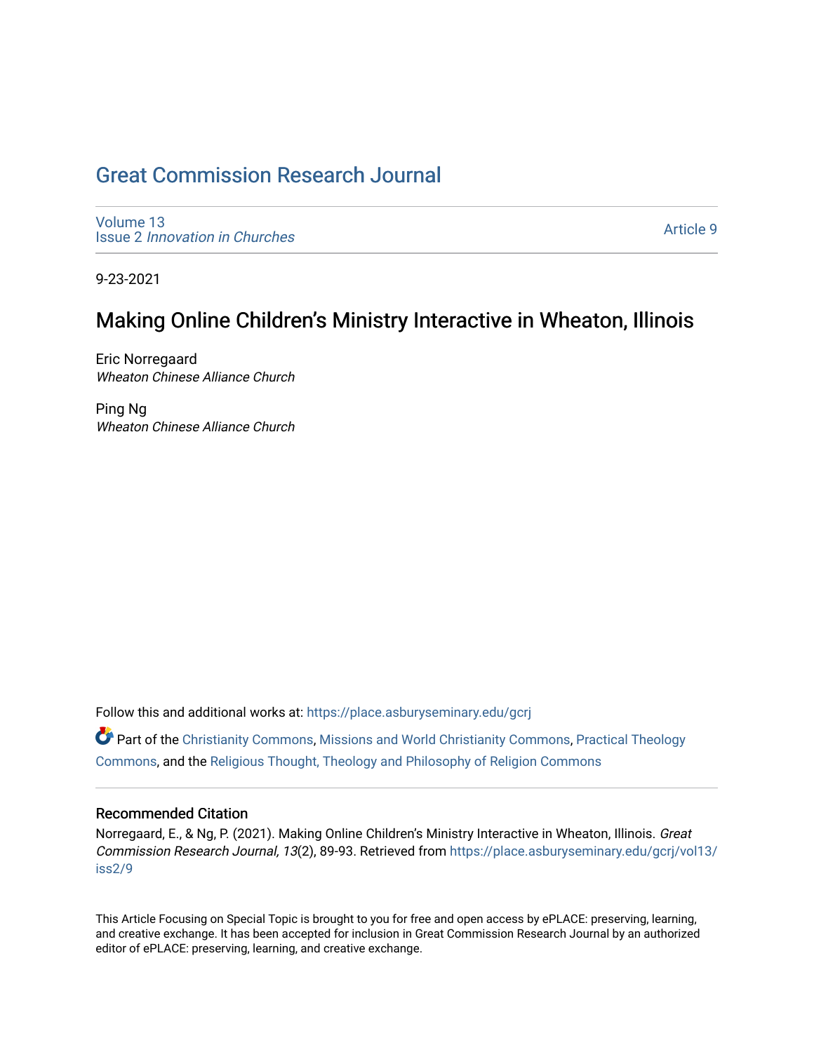# Great Commission Research Journal

Volume 13
Issue 2 *Innovation in Churches*

Article 9

9-23-2021

## Making Online Children's Ministry Interactive in Wheaton, Illinois

Eric Norregaard
*Wheaton Chinese Alliance Church*

Ping Ng
*Wheaton Chinese Alliance Church*

Follow this and additional works at: https://place.asburyseminary.edu/gcrj

Part of the Christianity Commons, Missions and World Christianity Commons, Practical Theology Commons, and the Religious Thought, Theology and Philosophy of Religion Commons

### Recommended Citation

Norregaard, E., & Ng, P. (2021). Making Online Children's Ministry Interactive in Wheaton, Illinois. *Great Commission Research Journal, 13*(2), 89-93. Retrieved from https://place.asburyseminary.edu/gcrj/vol13/iss2/9

This Article Focusing on Special Topic is brought to you for free and open access by ePLACE: preserving, learning, and creative exchange. It has been accepted for inclusion in Great Commission Research Journal by an authorized editor of ePLACE: preserving, learning, and creative exchange.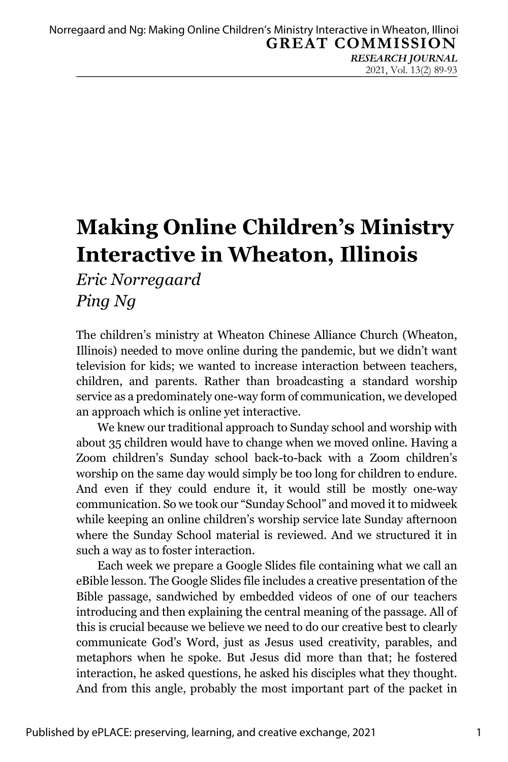# Making Online Children's Ministry Interactive in Wheaton, Illinois

*Eric Norregaard*
*Ping Ng*

The children's ministry at Wheaton Chinese Alliance Church (Wheaton, Illinois) needed to move online during the pandemic, but we didn't want television for kids; we wanted to increase interaction between teachers, children, and parents. Rather than broadcasting a standard worship service as a predominately one-way form of communication, we developed an approach which is online yet interactive.

We knew our traditional approach to Sunday school and worship with about 35 children would have to change when we moved online. Having a Zoom children's Sunday school back-to-back with a Zoom children's worship on the same day would simply be too long for children to endure. And even if they could endure it, it would still be mostly one-way communication. So we took our "Sunday School" and moved it to midweek while keeping an online children's worship service late Sunday afternoon where the Sunday School material is reviewed. And we structured it in such a way as to foster interaction.

Each week we prepare a Google Slides file containing what we call an eBible lesson. The Google Slides file includes a creative presentation of the Bible passage, sandwiched by embedded videos of one of our teachers introducing and then explaining the central meaning of the passage. All of this is crucial because we believe we need to do our creative best to clearly communicate God's Word, just as Jesus used creativity, parables, and metaphors when he spoke. But Jesus did more than that; he fostered interaction, he asked questions, he asked his disciples what they thought. And from this angle, probably the most important part of the packet in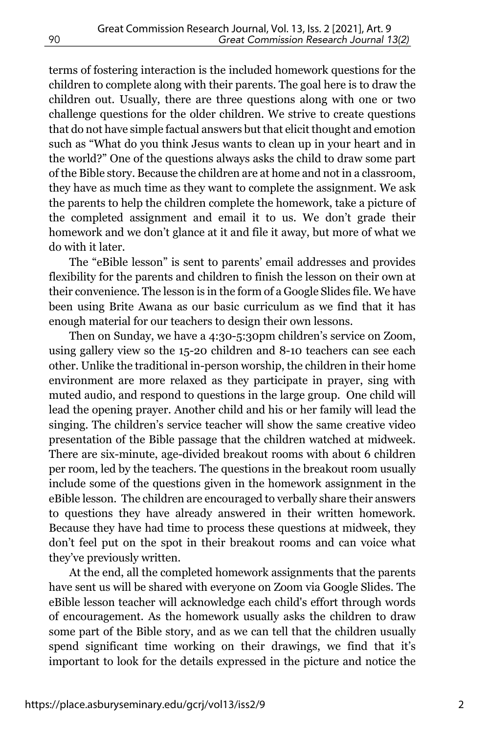terms of fostering interaction is the included homework questions for the children to complete along with their parents. The goal here is to draw the children out. Usually, there are three questions along with one or two challenge questions for the older children. We strive to create questions that do not have simple factual answers but that elicit thought and emotion such as "What do you think Jesus wants to clean up in your heart and in the world?" One of the questions always asks the child to draw some part of the Bible story. Because the children are at home and not in a classroom, they have as much time as they want to complete the assignment. We ask the parents to help the children complete the homework, take a picture of the completed assignment and email it to us. We don't grade their homework and we don't glance at it and file it away, but more of what we do with it later.

The "eBible lesson" is sent to parents' email addresses and provides flexibility for the parents and children to finish the lesson on their own at their convenience. The lesson is in the form of a Google Slides file. We have been using Brite Awana as our basic curriculum as we find that it has enough material for our teachers to design their own lessons.

Then on Sunday, we have a 4:30-5:30pm children's service on Zoom, using gallery view so the 15-20 children and 8-10 teachers can see each other. Unlike the traditional in-person worship, the children in their home environment are more relaxed as they participate in prayer, sing with muted audio, and respond to questions in the large group. One child will lead the opening prayer. Another child and his or her family will lead the singing. The children's service teacher will show the same creative video presentation of the Bible passage that the children watched at midweek. There are six-minute, age-divided breakout rooms with about 6 children per room, led by the teachers. The questions in the breakout room usually include some of the questions given in the homework assignment in the eBible lesson. The children are encouraged to verbally share their answers to questions they have already answered in their written homework. Because they have had time to process these questions at midweek, they don't feel put on the spot in their breakout rooms and can voice what they've previously written.

At the end, all the completed homework assignments that the parents have sent us will be shared with everyone on Zoom via Google Slides. The eBible lesson teacher will acknowledge each child's effort through words of encouragement. As the homework usually asks the children to draw some part of the Bible story, and as we can tell that the children usually spend significant time working on their drawings, we find that it's important to look for the details expressed in the picture and notice the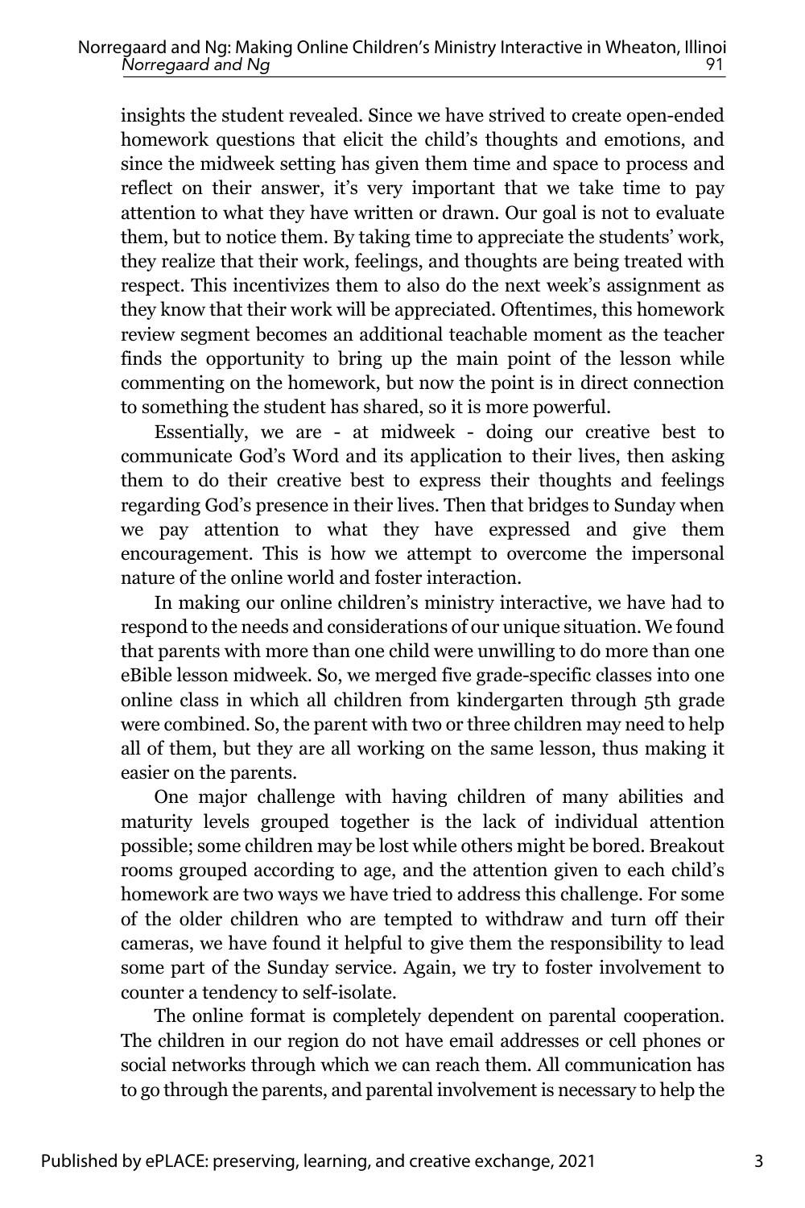insights the student revealed. Since we have strived to create open-ended homework questions that elicit the child's thoughts and emotions, and since the midweek setting has given them time and space to process and reflect on their answer, it's very important that we take time to pay attention to what they have written or drawn. Our goal is not to evaluate them, but to notice them. By taking time to appreciate the students' work, they realize that their work, feelings, and thoughts are being treated with respect. This incentivizes them to also do the next week's assignment as they know that their work will be appreciated. Oftentimes, this homework review segment becomes an additional teachable moment as the teacher finds the opportunity to bring up the main point of the lesson while commenting on the homework, but now the point is in direct connection to something the student has shared, so it is more powerful.

Essentially, we are - at midweek - doing our creative best to communicate God's Word and its application to their lives, then asking them to do their creative best to express their thoughts and feelings regarding God's presence in their lives. Then that bridges to Sunday when we pay attention to what they have expressed and give them encouragement. This is how we attempt to overcome the impersonal nature of the online world and foster interaction.

In making our online children's ministry interactive, we have had to respond to the needs and considerations of our unique situation. We found that parents with more than one child were unwilling to do more than one eBible lesson midweek. So, we merged five grade-specific classes into one online class in which all children from kindergarten through 5th grade were combined. So, the parent with two or three children may need to help all of them, but they are all working on the same lesson, thus making it easier on the parents.

One major challenge with having children of many abilities and maturity levels grouped together is the lack of individual attention possible; some children may be lost while others might be bored. Breakout rooms grouped according to age, and the attention given to each child's homework are two ways we have tried to address this challenge. For some of the older children who are tempted to withdraw and turn off their cameras, we have found it helpful to give them the responsibility to lead some part of the Sunday service. Again, we try to foster involvement to counter a tendency to self-isolate.

The online format is completely dependent on parental cooperation. The children in our region do not have email addresses or cell phones or social networks through which we can reach them. All communication has to go through the parents, and parental involvement is necessary to help the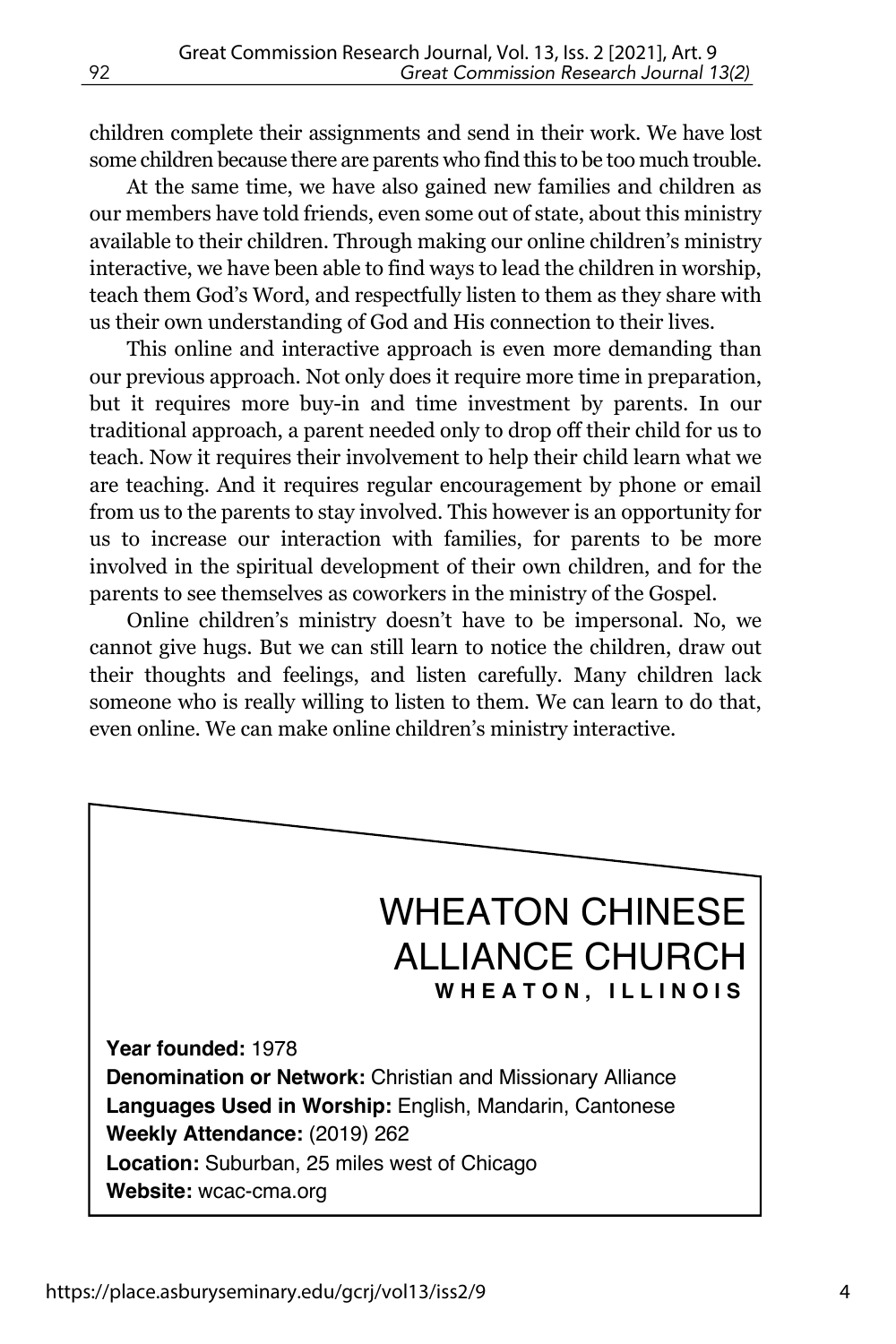children complete their assignments and send in their work. We have lost some children because there are parents who find this to be too much trouble.

At the same time, we have also gained new families and children as our members have told friends, even some out of state, about this ministry available to their children. Through making our online children's ministry interactive, we have been able to find ways to lead the children in worship, teach them God's Word, and respectfully listen to them as they share with us their own understanding of God and His connection to their lives.

This online and interactive approach is even more demanding than our previous approach. Not only does it require more time in preparation, but it requires more buy-in and time investment by parents. In our traditional approach, a parent needed only to drop off their child for us to teach. Now it requires their involvement to help their child learn what we are teaching. And it requires regular encouragement by phone or email from us to the parents to stay involved. This however is an opportunity for us to increase our interaction with families, for parents to be more involved in the spiritual development of their own children, and for the parents to see themselves as coworkers in the ministry of the Gospel.

Online children's ministry doesn't have to be impersonal. No, we cannot give hugs. But we can still learn to notice the children, draw out their thoughts and feelings, and listen carefully. Many children lack someone who is really willing to listen to them. We can learn to do that, even online. We can make online children's ministry interactive.

## WHEATON CHINESE ALLIANCE CHURCH

**WHEATON, ILLINOIS**

**Year founded:** 1978
**Denomination or Network:** Christian and Missionary Alliance
**Languages Used in Worship:** English, Mandarin, Cantonese
**Weekly Attendance:** (2019) 262
**Location:** Suburban, 25 miles west of Chicago
**Website:** wcac-cma.org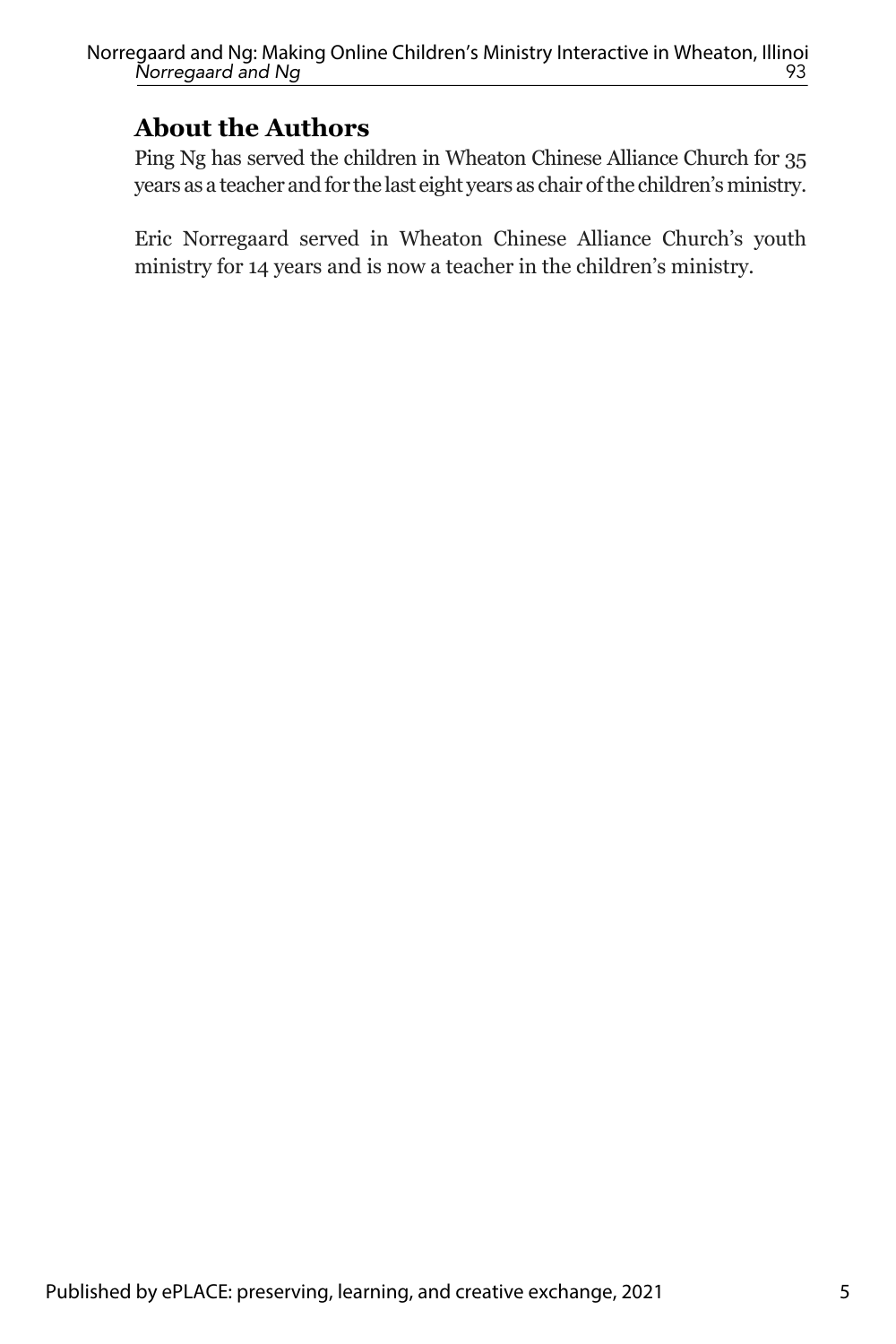## About the Authors

Ping Ng has served the children in Wheaton Chinese Alliance Church for 35 years as a teacher and for the last eight years as chair of the children's ministry.

Eric Norregaard served in Wheaton Chinese Alliance Church's youth ministry for 14 years and is now a teacher in the children's ministry.